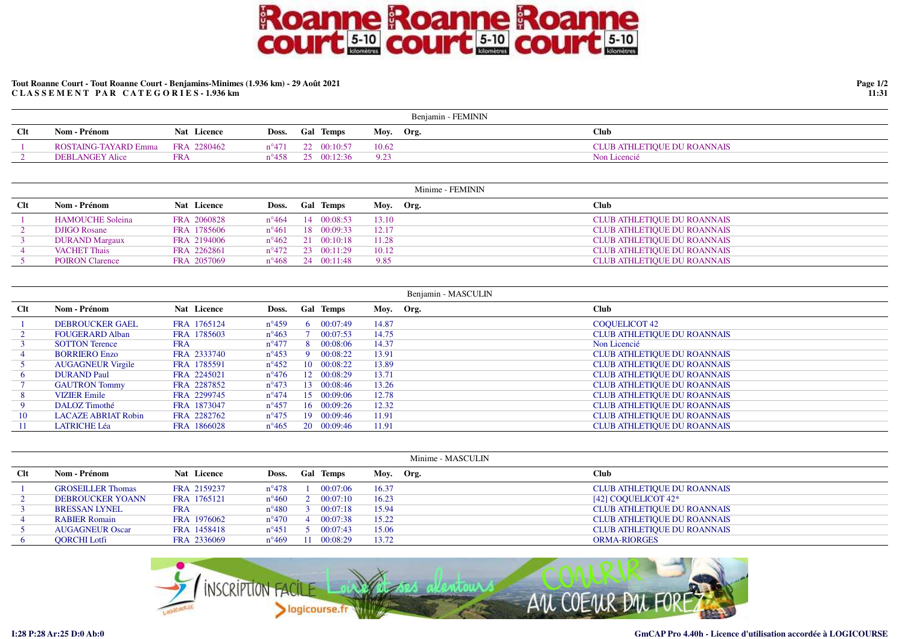**Tout Roanne Court - Tout Roanne Court - Benjamins-Minimes (1.936 km) - 29 Août 2021**
**C L A S S E M E N T P A R C A T E G O R I E S - 1.936 km**

### Benjamin - FEMININ

| Clt | Nom - Prénom | Nat | Licence | Doss. | Gal | Temps | Moy. | Org. | Club |
|---|---|---|---|---|---|---|---|---|---|
| 1 | ROSTAING-TAYARD Emma | FRA | 2280462 | n°471 | 22 | 00:10:57 | 10.62 | | CLUB ATHLETIQUE DU ROANNAIS |
| 2 | DEBLANGEY Alice | FRA | | n°458 | 25 | 00:12:36 | 9.23 | | Non Licencié |

### Minime - FEMININ

| Clt | Nom - Prénom | Nat | Licence | Doss. | Gal | Temps | Moy. | Org. | Club |
|---|---|---|---|---|---|---|---|---|---|
| 1 | HAMOUCHE Soleina | FRA | 2060828 | n°464 | 14 | 00:08:53 | 13.10 | | CLUB ATHLETIQUE DU ROANNAIS |
| 2 | DJIGO Rosane | FRA | 1785606 | n°461 | 18 | 00:09:33 | 12.17 | | CLUB ATHLETIQUE DU ROANNAIS |
| 3 | DURAND Margaux | FRA | 2194006 | n°462 | 21 | 00:10:18 | 11.28 | | CLUB ATHLETIQUE DU ROANNAIS |
| 4 | VACHET Thais | FRA | 2262861 | n°472 | 23 | 00:11:29 | 10.12 | | CLUB ATHLETIQUE DU ROANNAIS |
| 5 | POIRON Clarence | FRA | 2057069 | n°468 | 24 | 00:11:48 | 9.85 | | CLUB ATHLETIQUE DU ROANNAIS |

### Benjamin - MASCULIN

| Clt | Nom - Prénom | Nat | Licence | Doss. | Gal | Temps | Moy. | Org. | Club |
|---|---|---|---|---|---|---|---|---|---|
| 1 | DEBROUCKER GAEL | FRA | 1765124 | n°459 | 6 | 00:07:49 | 14.87 | | COQUELICOT 42 |
| 2 | FOUGERARD Alban | FRA | 1785603 | n°463 | 7 | 00:07:53 | 14.75 | | CLUB ATHLETIQUE DU ROANNAIS |
| 3 | SOTTON Terence | FRA | | n°477 | 8 | 00:08:06 | 14.37 | | Non Licencié |
| 4 | BORRIERO Enzo | FRA | 2333740 | n°453 | 9 | 00:08:22 | 13.91 | | CLUB ATHLETIQUE DU ROANNAIS |
| 5 | AUGAGNEUR Virgile | FRA | 1785591 | n°452 | 10 | 00:08:22 | 13.89 | | CLUB ATHLETIQUE DU ROANNAIS |
| 6 | DURAND Paul | FRA | 2245021 | n°476 | 12 | 00:08:29 | 13.71 | | CLUB ATHLETIQUE DU ROANNAIS |
| 7 | GAUTRON Tommy | FRA | 2287852 | n°473 | 13 | 00:08:46 | 13.26 | | CLUB ATHLETIQUE DU ROANNAIS |
| 8 | VIZIER Emile | FRA | 2299745 | n°474 | 15 | 00:09:06 | 12.78 | | CLUB ATHLETIQUE DU ROANNAIS |
| 9 | DALOZ Timothé | FRA | 1873047 | n°457 | 16 | 00:09:26 | 12.32 | | CLUB ATHLETIQUE DU ROANNAIS |
| 10 | LACAZE ABRIAT Robin | FRA | 2282762 | n°475 | 19 | 00:09:46 | 11.91 | | CLUB ATHLETIQUE DU ROANNAIS |
| 11 | LATRICHE Léa | FRA | 1866028 | n°465 | 20 | 00:09:46 | 11.91 | | CLUB ATHLETIQUE DU ROANNAIS |

### Minime - MASCULIN

| Clt | Nom - Prénom | Nat | Licence | Doss. | Gal | Temps | Moy. | Org. | Club |
|---|---|---|---|---|---|---|---|---|---|
| 1 | GROSEILLER Thomas | FRA | 2159237 | n°478 | 1 | 00:07:06 | 16.37 | | CLUB ATHLETIQUE DU ROANNAIS |
| 2 | DEBROUCKER YOANN | FRA | 1765121 | n°460 | 2 | 00:07:10 | 16.23 | | [42] COQUELICOT 42* |
| 3 | BRESSAN LYNEL | FRA | | n°480 | 3 | 00:07:18 | 15.94 | | CLUB ATHLETIQUE DU ROANNAIS |
| 4 | RABIER Romain | FRA | 1976062 | n°470 | 4 | 00:07:38 | 15.22 | | CLUB ATHLETIQUE DU ROANNAIS |
| 5 | AUGAGNEUR Oscar | FRA | 1458418 | n°451 | 5 | 00:07:43 | 15.06 | | CLUB ATHLETIQUE DU ROANNAIS |
| 6 | QORCHI Lotfi | FRA | 2336069 | n°469 | 11 | 00:08:29 | 13.72 | | ORMA-RIORGES |

I:28 P:28 Ar:25 D:0 Ab:0

GmCAP Pro 4.40h - Licence d'utilisation accordée à LOGICOURSE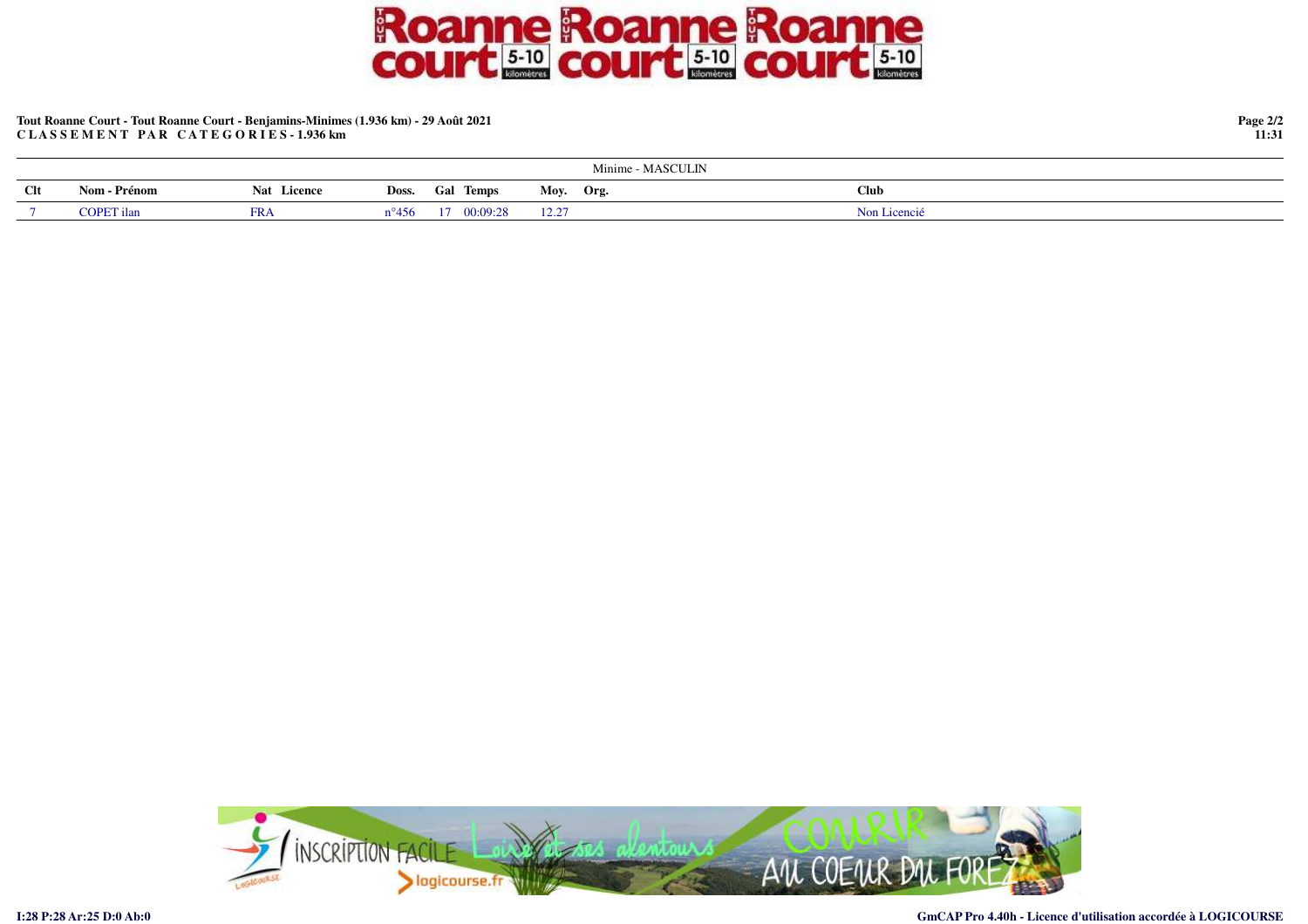**Tout Roanne Court - Tout Roanne Court - Benjamins-Minimes (1.936 km) - 29 Août 2021**
**C L A S S E M E N T   P A R   C A T E G O R I E S - 1.936 km**

Minime - MASCULIN

| Clt | Nom - Prénom | Nat | Licence | Doss. | Gal | Temps | Moy. | Org. | Club |
|---|---|---|---|---|---|---|---|---|---|
| 7 | COPET ilan | FRA | | n°456 | 17 | 00:09:28 | 12.27 | | Non Licencié |

I:28 P:28 Ar:25 D:0 Ab:0

GmCAP Pro 4.40h - Licence d'utilisation accordée à LOGICOURSE